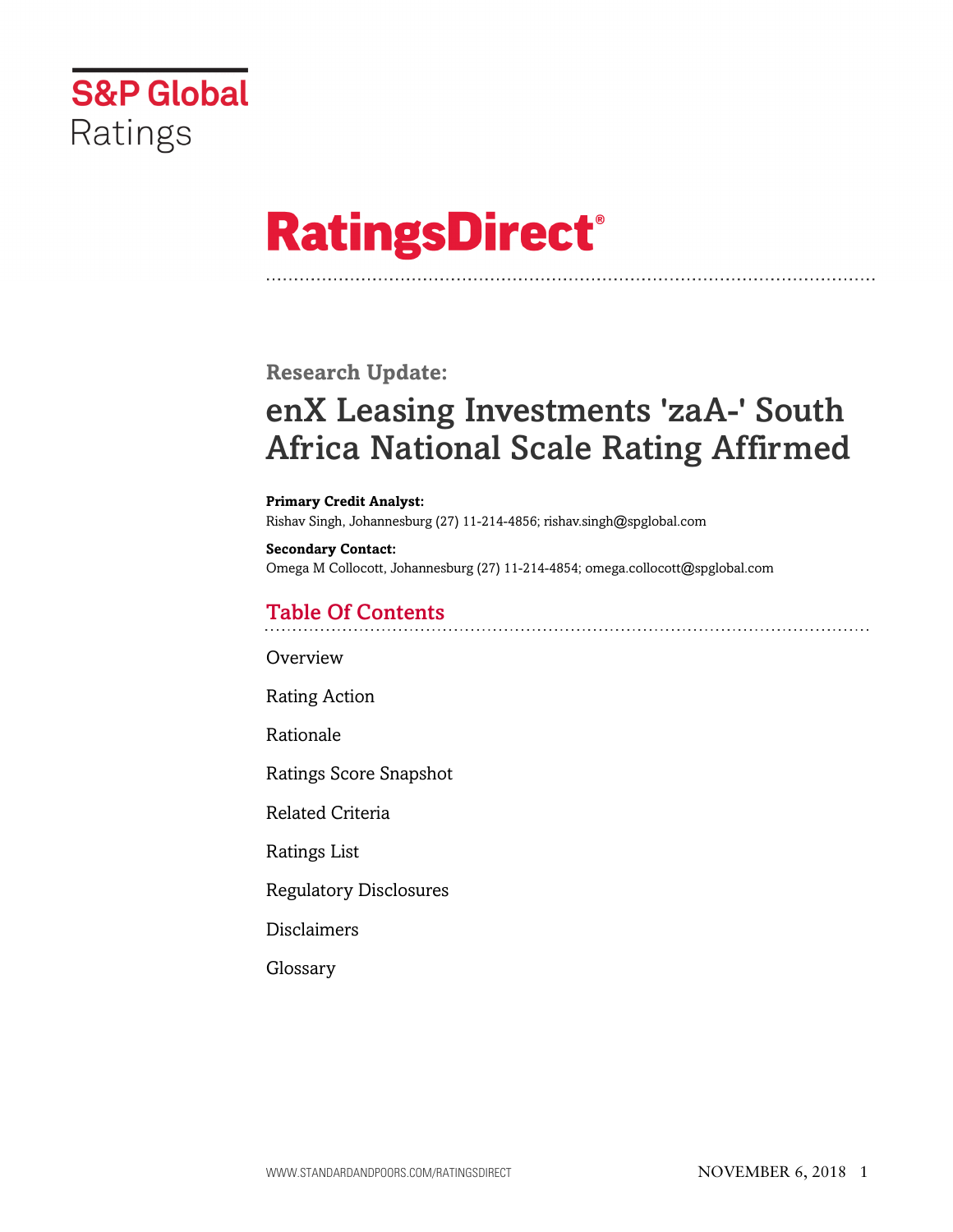S&P Global Ratings

# RatingsDirect®

## Research Update:

# enX Leasing Investments 'zaA-' South Africa National Scale Rating Affirmed

**Primary Credit Analyst:**
Rishav Singh, Johannesburg (27) 11-214-4856; rishav.singh@spglobal.com

**Secondary Contact:**
Omega M Collocott, Johannesburg (27) 11-214-4854; omega.collocott@spglobal.com

## Table Of Contents

Overview

Rating Action

Rationale

Ratings Score Snapshot

Related Criteria

Ratings List

Regulatory Disclosures

Disclaimers

Glossary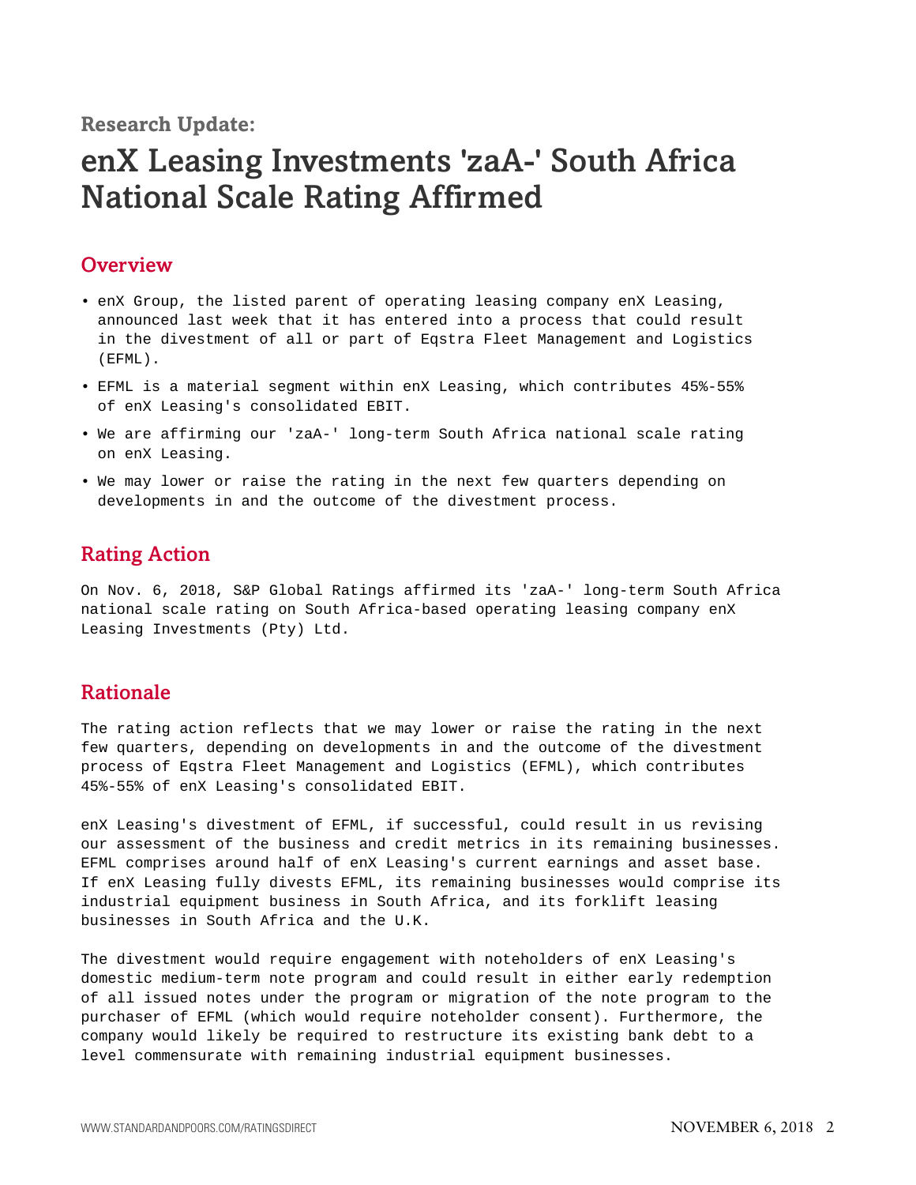Research Update:

# enX Leasing Investments 'zaA-' South Africa National Scale Rating Affirmed

## Overview

- enX Group, the listed parent of operating leasing company enX Leasing, announced last week that it has entered into a process that could result in the divestment of all or part of Eqstra Fleet Management and Logistics (EFML).
- EFML is a material segment within enX Leasing, which contributes 45%-55% of enX Leasing's consolidated EBIT.
- We are affirming our 'zaA-' long-term South Africa national scale rating on enX Leasing.
- We may lower or raise the rating in the next few quarters depending on developments in and the outcome of the divestment process.

## Rating Action

On Nov. 6, 2018, S&P Global Ratings affirmed its 'zaA-' long-term South Africa national scale rating on South Africa-based operating leasing company enX Leasing Investments (Pty) Ltd.

## Rationale

The rating action reflects that we may lower or raise the rating in the next few quarters, depending on developments in and the outcome of the divestment process of Eqstra Fleet Management and Logistics (EFML), which contributes 45%-55% of enX Leasing's consolidated EBIT.

enX Leasing's divestment of EFML, if successful, could result in us revising our assessment of the business and credit metrics in its remaining businesses. EFML comprises around half of enX Leasing's current earnings and asset base. If enX Leasing fully divests EFML, its remaining businesses would comprise its industrial equipment business in South Africa, and its forklift leasing businesses in South Africa and the U.K.

The divestment would require engagement with noteholders of enX Leasing's domestic medium-term note program and could result in either early redemption of all issued notes under the program or migration of the note program to the purchaser of EFML (which would require noteholder consent). Furthermore, the company would likely be required to restructure its existing bank debt to a level commensurate with remaining industrial equipment businesses.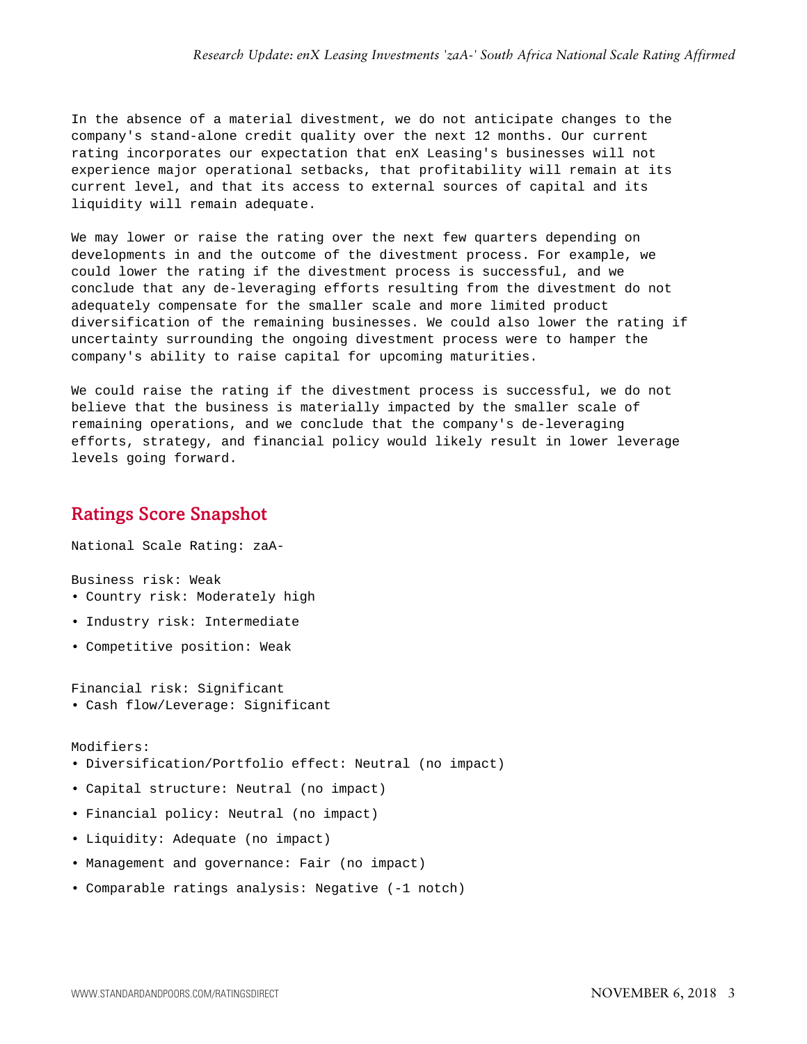In the absence of a material divestment, we do not anticipate changes to the company's stand-alone credit quality over the next 12 months. Our current rating incorporates our expectation that enX Leasing's businesses will not experience major operational setbacks, that profitability will remain at its current level, and that its access to external sources of capital and its liquidity will remain adequate.

We may lower or raise the rating over the next few quarters depending on developments in and the outcome of the divestment process. For example, we could lower the rating if the divestment process is successful, and we conclude that any de-leveraging efforts resulting from the divestment do not adequately compensate for the smaller scale and more limited product diversification of the remaining businesses. We could also lower the rating if uncertainty surrounding the ongoing divestment process were to hamper the company's ability to raise capital for upcoming maturities.

We could raise the rating if the divestment process is successful, we do not believe that the business is materially impacted by the smaller scale of remaining operations, and we conclude that the company's de-leveraging efforts, strategy, and financial policy would likely result in lower leverage levels going forward.

## Ratings Score Snapshot

National Scale Rating: zaA-

Business risk: Weak

- Country risk: Moderately high
- Industry risk: Intermediate
- Competitive position: Weak

Financial risk: Significant

- Cash flow/Leverage: Significant

Modifiers:

- Diversification/Portfolio effect: Neutral (no impact)
- Capital structure: Neutral (no impact)
- Financial policy: Neutral (no impact)
- Liquidity: Adequate (no impact)
- Management and governance: Fair (no impact)
- Comparable ratings analysis: Negative (-1 notch)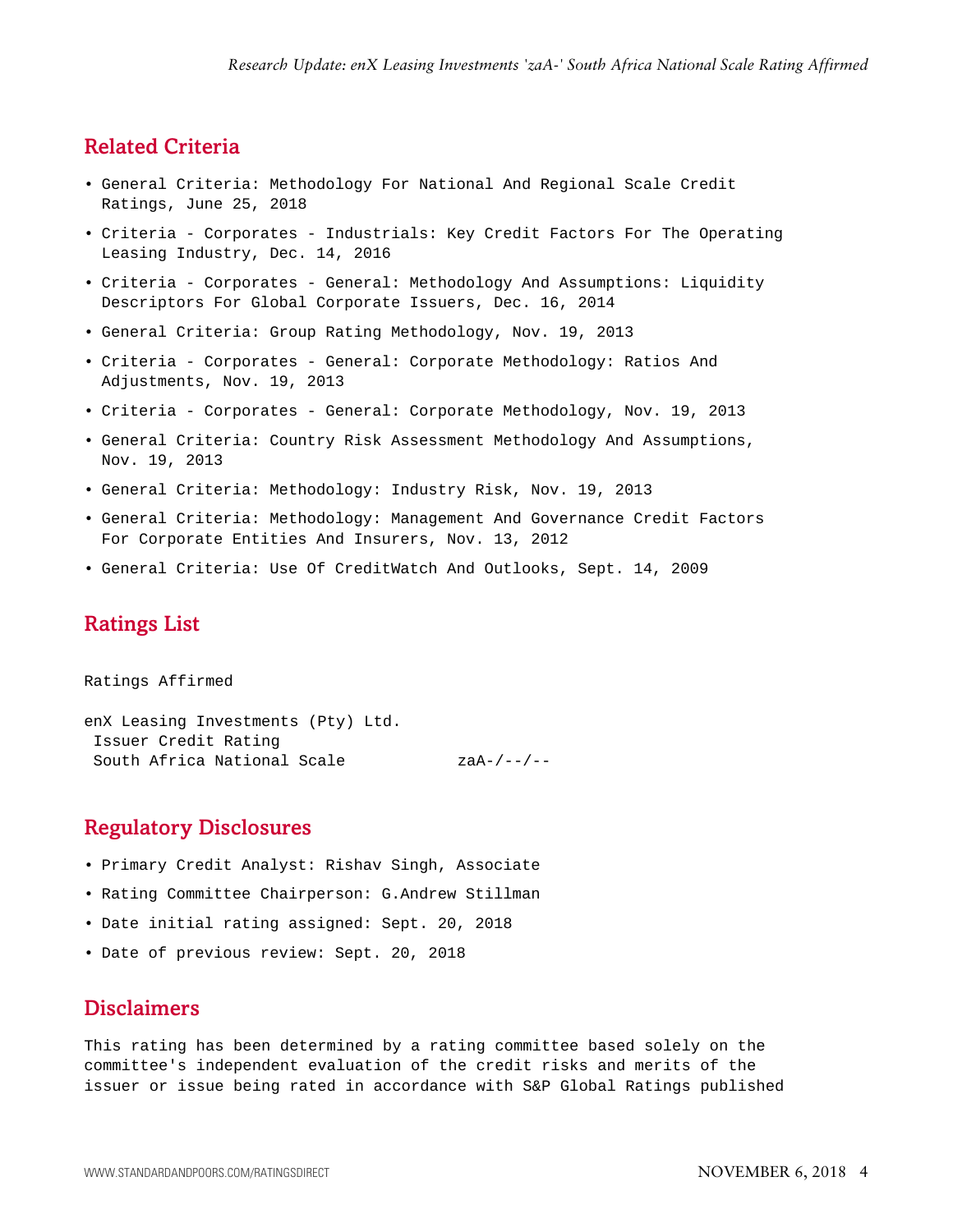## Related Criteria

- General Criteria: Methodology For National And Regional Scale Credit Ratings, June 25, 2018
- Criteria - Corporates - Industrials: Key Credit Factors For The Operating Leasing Industry, Dec. 14, 2016
- Criteria - Corporates - General: Methodology And Assumptions: Liquidity Descriptors For Global Corporate Issuers, Dec. 16, 2014
- General Criteria: Group Rating Methodology, Nov. 19, 2013
- Criteria - Corporates - General: Corporate Methodology: Ratios And Adjustments, Nov. 19, 2013
- Criteria - Corporates - General: Corporate Methodology, Nov. 19, 2013
- General Criteria: Country Risk Assessment Methodology And Assumptions, Nov. 19, 2013
- General Criteria: Methodology: Industry Risk, Nov. 19, 2013
- General Criteria: Methodology: Management And Governance Credit Factors For Corporate Entities And Insurers, Nov. 13, 2012
- General Criteria: Use Of CreditWatch And Outlooks, Sept. 14, 2009

## Ratings List

```
Ratings Affirmed

enX Leasing Investments (Pty) Ltd.
 Issuer Credit Rating
 South Africa National Scale            zaA-/--/--
```

## Regulatory Disclosures

- Primary Credit Analyst: Rishav Singh, Associate
- Rating Committee Chairperson: G.Andrew Stillman
- Date initial rating assigned: Sept. 20, 2018
- Date of previous review: Sept. 20, 2018

## Disclaimers

This rating has been determined by a rating committee based solely on the committee's independent evaluation of the credit risks and merits of the issuer or issue being rated in accordance with S&P Global Ratings published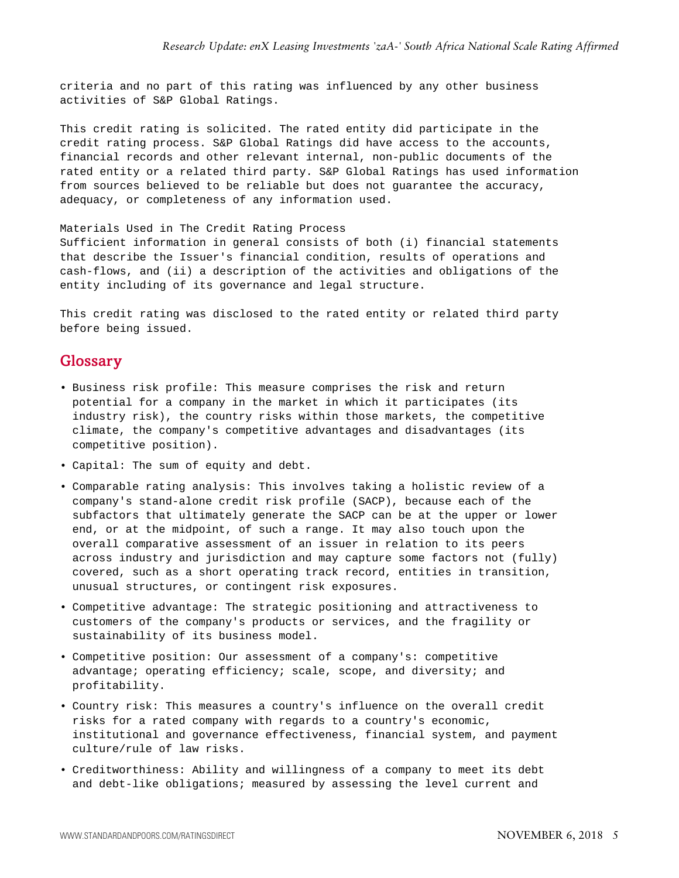criteria and no part of this rating was influenced by any other business activities of S&P Global Ratings.

This credit rating is solicited. The rated entity did participate in the credit rating process. S&P Global Ratings did have access to the accounts, financial records and other relevant internal, non-public documents of the rated entity or a related third party. S&P Global Ratings has used information from sources believed to be reliable but does not guarantee the accuracy, adequacy, or completeness of any information used.

Materials Used in The Credit Rating Process
Sufficient information in general consists of both (i) financial statements that describe the Issuer's financial condition, results of operations and cash-flows, and (ii) a description of the activities and obligations of the entity including of its governance and legal structure.

This credit rating was disclosed to the rated entity or related third party before being issued.

## Glossary

- Business risk profile: This measure comprises the risk and return potential for a company in the market in which it participates (its industry risk), the country risks within those markets, the competitive climate, the company's competitive advantages and disadvantages (its competitive position).
- Capital: The sum of equity and debt.
- Comparable rating analysis: This involves taking a holistic review of a company's stand-alone credit risk profile (SACP), because each of the subfactors that ultimately generate the SACP can be at the upper or lower end, or at the midpoint, of such a range. It may also touch upon the overall comparative assessment of an issuer in relation to its peers across industry and jurisdiction and may capture some factors not (fully) covered, such as a short operating track record, entities in transition, unusual structures, or contingent risk exposures.
- Competitive advantage: The strategic positioning and attractiveness to customers of the company's products or services, and the fragility or sustainability of its business model.
- Competitive position: Our assessment of a company's: competitive advantage; operating efficiency; scale, scope, and diversity; and profitability.
- Country risk: This measures a country's influence on the overall credit risks for a rated company with regards to a country's economic, institutional and governance effectiveness, financial system, and payment culture/rule of law risks.
- Creditworthiness: Ability and willingness of a company to meet its debt and debt-like obligations; measured by assessing the level current and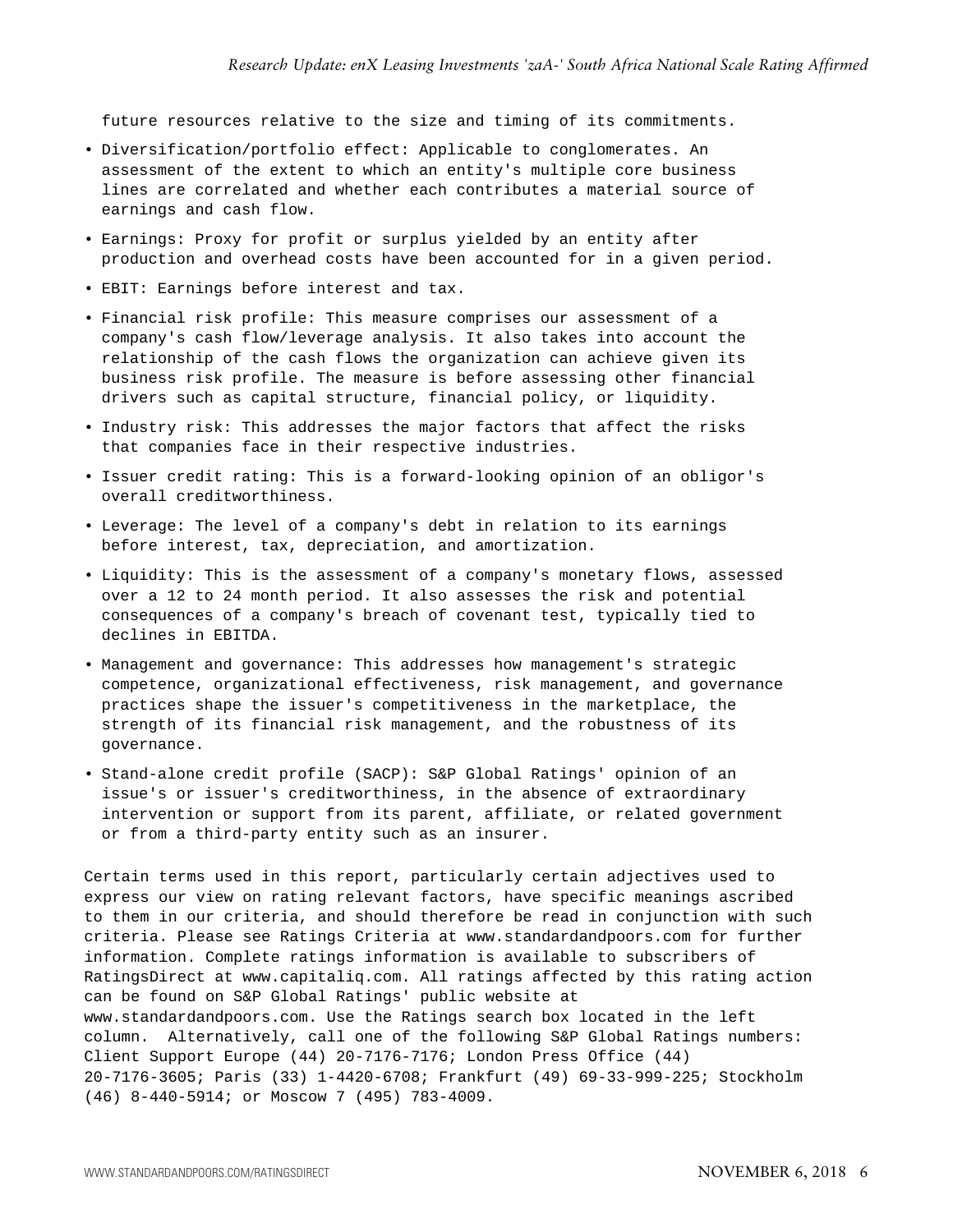future resources relative to the size and timing of its commitments.

- Diversification/portfolio effect: Applicable to conglomerates. An assessment of the extent to which an entity's multiple core business lines are correlated and whether each contributes a material source of earnings and cash flow.
- Earnings: Proxy for profit or surplus yielded by an entity after production and overhead costs have been accounted for in a given period.
- EBIT: Earnings before interest and tax.
- Financial risk profile: This measure comprises our assessment of a company's cash flow/leverage analysis. It also takes into account the relationship of the cash flows the organization can achieve given its business risk profile. The measure is before assessing other financial drivers such as capital structure, financial policy, or liquidity.
- Industry risk: This addresses the major factors that affect the risks that companies face in their respective industries.
- Issuer credit rating: This is a forward-looking opinion of an obligor's overall creditworthiness.
- Leverage: The level of a company's debt in relation to its earnings before interest, tax, depreciation, and amortization.
- Liquidity: This is the assessment of a company's monetary flows, assessed over a 12 to 24 month period. It also assesses the risk and potential consequences of a company's breach of covenant test, typically tied to declines in EBITDA.
- Management and governance: This addresses how management's strategic competence, organizational effectiveness, risk management, and governance practices shape the issuer's competitiveness in the marketplace, the strength of its financial risk management, and the robustness of its governance.
- Stand-alone credit profile (SACP): S&P Global Ratings' opinion of an issue's or issuer's creditworthiness, in the absence of extraordinary intervention or support from its parent, affiliate, or related government or from a third-party entity such as an insurer.

Certain terms used in this report, particularly certain adjectives used to express our view on rating relevant factors, have specific meanings ascribed to them in our criteria, and should therefore be read in conjunction with such criteria. Please see Ratings Criteria at www.standardandpoors.com for further information. Complete ratings information is available to subscribers of RatingsDirect at www.capitaliq.com. All ratings affected by this rating action can be found on S&P Global Ratings' public website at www.standardandpoors.com. Use the Ratings search box located in the left column. Alternatively, call one of the following S&P Global Ratings numbers: Client Support Europe (44) 20-7176-7176; London Press Office (44) 20-7176-3605; Paris (33) 1-4420-6708; Frankfurt (49) 69-33-999-225; Stockholm (46) 8-440-5914; or Moscow 7 (495) 783-4009.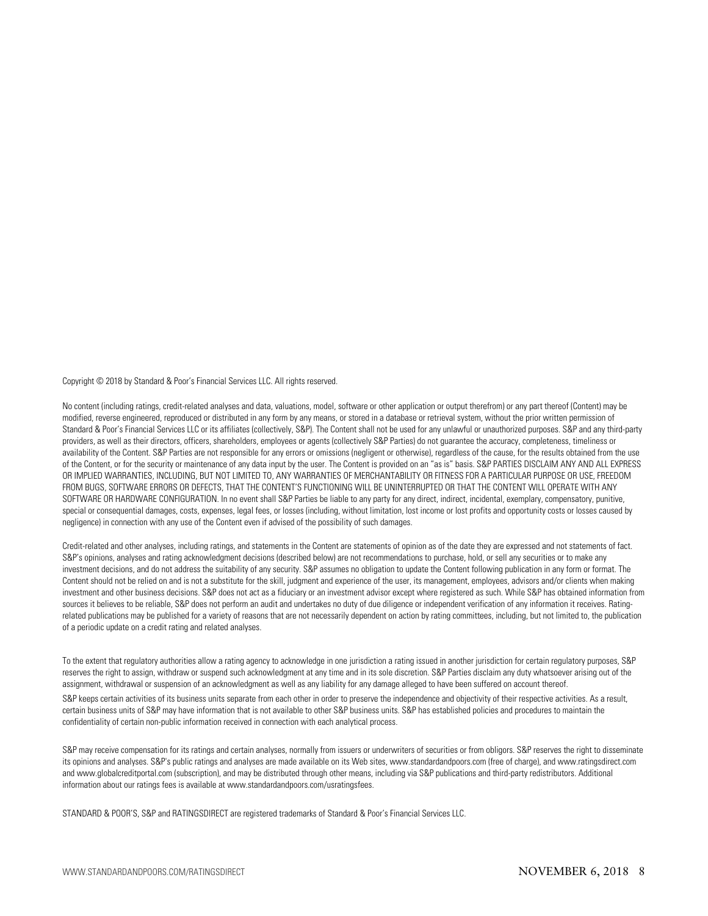Copyright © 2018 by Standard & Poor's Financial Services LLC. All rights reserved.

No content (including ratings, credit-related analyses and data, valuations, model, software or other application or output therefrom) or any part thereof (Content) may be modified, reverse engineered, reproduced or distributed in any form by any means, or stored in a database or retrieval system, without the prior written permission of Standard & Poor's Financial Services LLC or its affiliates (collectively, S&P). The Content shall not be used for any unlawful or unauthorized purposes. S&P and any third-party providers, as well as their directors, officers, shareholders, employees or agents (collectively S&P Parties) do not guarantee the accuracy, completeness, timeliness or availability of the Content. S&P Parties are not responsible for any errors or omissions (negligent or otherwise), regardless of the cause, for the results obtained from the use of the Content, or for the security or maintenance of any data input by the user. The Content is provided on an "as is" basis. S&P PARTIES DISCLAIM ANY AND ALL EXPRESS OR IMPLIED WARRANTIES, INCLUDING, BUT NOT LIMITED TO, ANY WARRANTIES OF MERCHANTABILITY OR FITNESS FOR A PARTICULAR PURPOSE OR USE, FREEDOM FROM BUGS, SOFTWARE ERRORS OR DEFECTS, THAT THE CONTENT'S FUNCTIONING WILL BE UNINTERRUPTED OR THAT THE CONTENT WILL OPERATE WITH ANY SOFTWARE OR HARDWARE CONFIGURATION. In no event shall S&P Parties be liable to any party for any direct, indirect, incidental, exemplary, compensatory, punitive, special or consequential damages, costs, expenses, legal fees, or losses (including, without limitation, lost income or lost profits and opportunity costs or losses caused by negligence) in connection with any use of the Content even if advised of the possibility of such damages.

Credit-related and other analyses, including ratings, and statements in the Content are statements of opinion as of the date they are expressed and not statements of fact. S&P's opinions, analyses and rating acknowledgment decisions (described below) are not recommendations to purchase, hold, or sell any securities or to make any investment decisions, and do not address the suitability of any security. S&P assumes no obligation to update the Content following publication in any form or format. The Content should not be relied on and is not a substitute for the skill, judgment and experience of the user, its management, employees, advisors and/or clients when making investment and other business decisions. S&P does not act as a fiduciary or an investment advisor except where registered as such. While S&P has obtained information from sources it believes to be reliable, S&P does not perform an audit and undertakes no duty of due diligence or independent verification of any information it receives. Rating-related publications may be published for a variety of reasons that are not necessarily dependent on action by rating committees, including, but not limited to, the publication of a periodic update on a credit rating and related analyses.

To the extent that regulatory authorities allow a rating agency to acknowledge in one jurisdiction a rating issued in another jurisdiction for certain regulatory purposes, S&P reserves the right to assign, withdraw or suspend such acknowledgment at any time and in its sole discretion. S&P Parties disclaim any duty whatsoever arising out of the assignment, withdrawal or suspension of an acknowledgment as well as any liability for any damage alleged to have been suffered on account thereof.

S&P keeps certain activities of its business units separate from each other in order to preserve the independence and objectivity of their respective activities. As a result, certain business units of S&P may have information that is not available to other S&P business units. S&P has established policies and procedures to maintain the confidentiality of certain non-public information received in connection with each analytical process.

S&P may receive compensation for its ratings and certain analyses, normally from issuers or underwriters of securities or from obligors. S&P reserves the right to disseminate its opinions and analyses. S&P's public ratings and analyses are made available on its Web sites, www.standardandpoors.com (free of charge), and www.ratingsdirect.com and www.globalcreditportal.com (subscription), and may be distributed through other means, including via S&P publications and third-party redistributors. Additional information about our ratings fees is available at www.standardandpoors.com/usratingsfees.

STANDARD & POOR'S, S&P and RATINGSDIRECT are registered trademarks of Standard & Poor's Financial Services LLC.